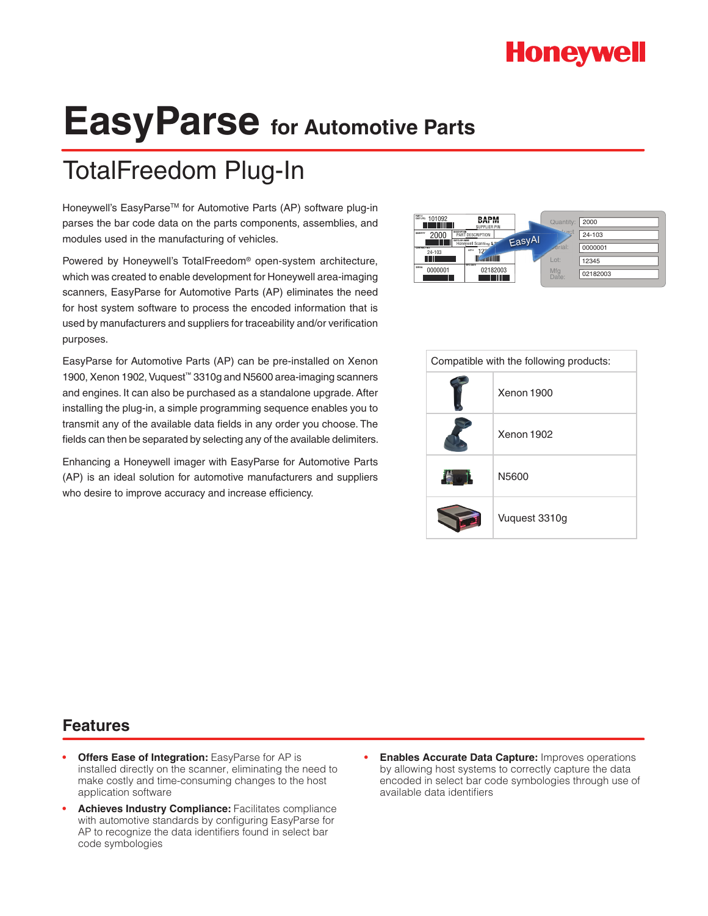Honeywell

# EasyParse for Automotive Parts

## TotalFreedom Plug-In

Honeywell's EasyParse™ for Automotive Parts (AP) software plug-in parses the bar code data on the parts components, assemblies, and modules used in the manufacturing of vehicles.

Powered by Honeywell's TotalFreedom® open-system architecture, which was created to enable development for Honeywell area-imaging scanners, EasyParse for Automotive Parts (AP) eliminates the need for host system software to process the encoded information that is used by manufacturers and suppliers for traceability and/or verification purposes.

EasyParse for Automotive Parts (AP) can be pre-installed on Xenon 1900, Xenon 1902, Vuquest™ 3310g and N5600 area-imaging scanners and engines. It can also be purchased as a standalone upgrade. After installing the plug-in, a simple programming sequence enables you to transmit any of the available data fields in any order you choose. The fields can then be separated by selecting any of the available delimiters.

Enhancing a Honeywell imager with EasyParse for Automotive Parts (AP) is an ideal solution for automotive manufacturers and suppliers who desire to improve accuracy and increase efficiency.

| Compatible with the following products: |
|---|
| Xenon 1900 |
| Xenon 1902 |
| N5600 |
| Vuquest 3310g |

## Features

- **Offers Ease of Integration:** EasyParse for AP is installed directly on the scanner, eliminating the need to make costly and time-consuming changes to the host application software
- **Achieves Industry Compliance:** Facilitates compliance with automotive standards by configuring EasyParse for AP to recognize the data identifiers found in select bar code symbologies
- **Enables Accurate Data Capture:** Improves operations by allowing host systems to correctly capture the data encoded in select bar code symbologies through use of available data identifiers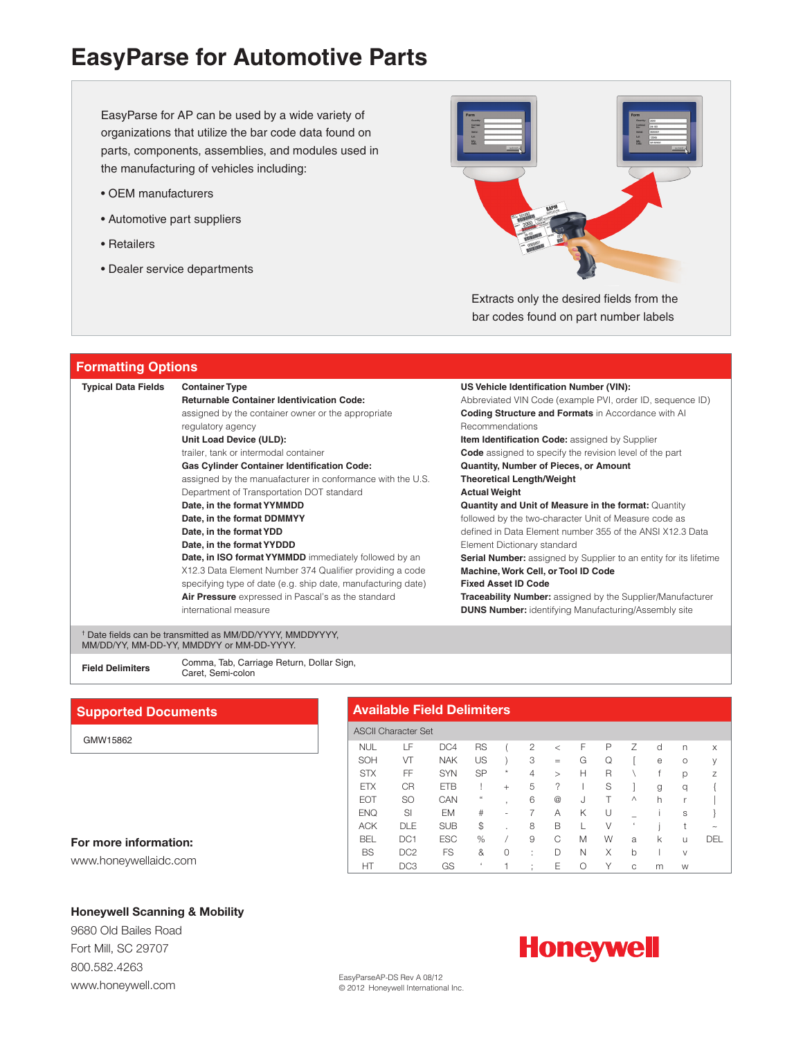# EasyParse for Automotive Parts

EasyParse for AP can be used by a wide variety of organizations that utilize the bar code data found on parts, components, assemblies, and modules used in the manufacturing of vehicles including:

- OEM manufacturers
- Automotive part suppliers
- Retailers
- Dealer service departments

Extracts only the desired fields from the bar codes found on part number labels

## Formatting Options

**Typical Data Fields**

**Container Type**
**Returnable Container Identification Code:** assigned by the container owner or the appropriate regulatory agency
**Unit Load Device (ULD):** trailer, tank or intermodal container
**Gas Cylinder Container Identification Code:** assigned by the manufacturer in conformance with the U.S. Department of Transportation DOT standard
**Date, in the format YYMMDD**
**Date, in the format DDMMYY**
**Date, in the format YDD**
**Date, in the format YYDDD**
**Date, in ISO format YYMMDD** immediately followed by an X12.3 Data Element Number 374 Qualifier providing a code specifying type of date (e.g. ship date, manufacturing date)
**Air Pressure** expressed in Pascal's as the standard international measure

**US Vehicle Identification Number (VIN):** Abbreviated VIN Code (example PVI, order ID, sequence ID)
**Coding Structure and Formats** in Accordance with AI Recommendations
**Item Identification Code:** assigned by Supplier
**Code** assigned to specify the revision level of the part
**Quantity, Number of Pieces, or Amount**
**Theoretical Length/Weight**
**Actual Weight**
**Quantity and Unit of Measure in the format:** Quantity followed by the two-character Unit of Measure code as defined in Data Element number 355 of the ANSI X12.3 Data Element Dictionary standard
**Serial Number:** assigned by Supplier to an entity for its lifetime
**Machine, Work Cell, or Tool ID Code**
**Fixed Asset ID Code**
**Traceability Number:** assigned by the Supplier/Manufacturer
**DUNS Number:** identifying Manufacturing/Assembly site

† Date fields can be transmitted as MM/DD/YYYY, MMDDYYYY, MM/DD/YY, MM-DD-YY, MMDDYY or MM-DD-YYYY.

**Field Delimiters** Comma, Tab, Carriage Return, Dollar Sign, Caret, Semi-colon

## Supported Documents

GMW15862

## Available Field Delimiters

ASCII Character Set

| | | | | | | | | | | | | | | |
|---|---|---|---|---|---|---|---|---|---|---|---|---|---|---|
| NUL | LF | DC4 | RS | ( | 2 | < | F | P | Z | d | n | x |
| SOH | VT | NAK | US | ) | 3 | = | G | Q | [ | e | o | y |
| STX | FF | SYN | SP | * | 4 | > | H | R | \ | f | p | z |
| ETX | CR | ETB | ! | + | 5 | ? | I | S | ] | g | q | { |
| EOT | SO | CAN | " | , | 6 | @ | J | T | ^ | h | r | \| |
| ENQ | SI | EM | # | - | 7 | A | K | U | _ | i | s | } |
| ACK | DLE | SUB | $ | . | 8 | B | L | V | ` | j | t | ~ |
| BEL | DC1 | ESC | % | / | 9 | C | M | W | a | k | u | DEL |
| BS | DC2 | FS | & | 0 | : | D | N | X | b | l | v | |
| HT | DC3 | GS | ' | 1 | ; | E | O | Y | c | m | w | |

**For more information:**
www.honeywellaidc.com

**Honeywell Scanning & Mobility**
9680 Old Bailes Road
Fort Mill, SC 29707
800.582.4263
www.honeywell.com

Honeywell

EasyParseAP-DS Rev A 08/12
© 2012 Honeywell International Inc.